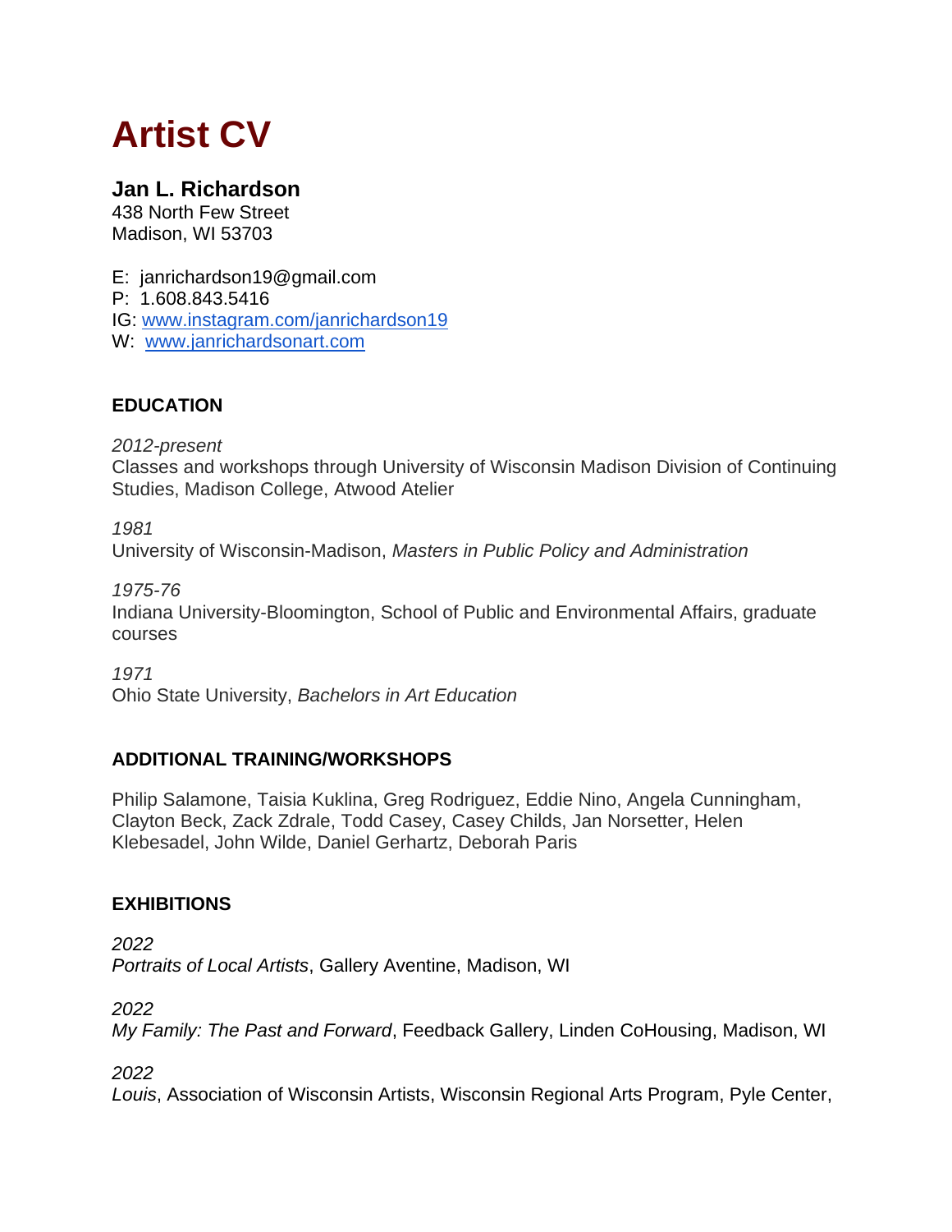# Artist CV

**Jan L. Richardson**
438 North Few Street
Madison, WI 53703

E: janrichardson19@gmail.com
P: 1.608.843.5416
IG: [www.instagram.com/janrichardson19](http://www.instagram.com/janrichardson19)
W: [www.janrichardsonart.com](http://www.janrichardsonart.com)

## EDUCATION

*2012-present*
Classes and workshops through University of Wisconsin Madison Division of Continuing Studies, Madison College, Atwood Atelier

*1981*
University of Wisconsin-Madison, *Masters in Public Policy and Administration*

*1975-76*
Indiana University-Bloomington, School of Public and Environmental Affairs, graduate courses

*1971*
Ohio State University, *Bachelors in Art Education*

## ADDITIONAL TRAINING/WORKSHOPS

Philip Salamone, Taisia Kuklina, Greg Rodriguez, Eddie Nino, Angela Cunningham, Clayton Beck, Zack Zdrale, Todd Casey, Casey Childs, Jan Norsetter, Helen Klebesadel, John Wilde, Daniel Gerhartz, Deborah Paris

## EXHIBITIONS

*2022*
*Portraits of Local Artists*, Gallery Aventine, Madison, WI

*2022*
*My Family: The Past and Forward*, Feedback Gallery, Linden CoHousing, Madison, WI

*2022*
*Louis*, Association of Wisconsin Artists, Wisconsin Regional Arts Program, Pyle Center,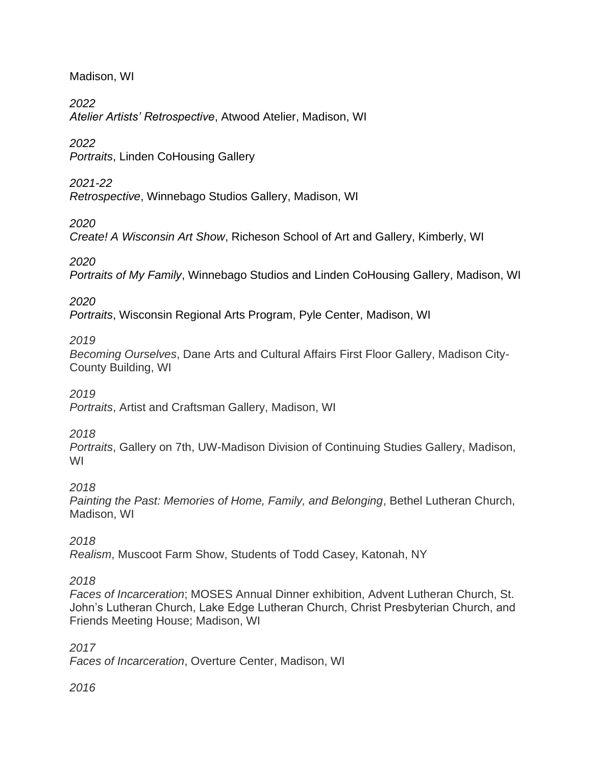Madison, WI

*2022*
*Atelier Artists' Retrospective*, Atwood Atelier, Madison, WI

*2022*
*Portraits*, Linden CoHousing Gallery

*2021-22*
*Retrospective*, Winnebago Studios Gallery, Madison, WI

*2020*
*Create! A Wisconsin Art Show*, Richeson School of Art and Gallery, Kimberly, WI

*2020*
*Portraits of My Family*, Winnebago Studios and Linden CoHousing Gallery, Madison, WI

*2020*
*Portraits*, Wisconsin Regional Arts Program, Pyle Center, Madison, WI

*2019*
*Becoming Ourselves*, Dane Arts and Cultural Affairs First Floor Gallery, Madison City-County Building, WI

*2019*
*Portraits*, Artist and Craftsman Gallery, Madison, WI

*2018*
*Portraits*, Gallery on 7th, UW-Madison Division of Continuing Studies Gallery, Madison, WI

*2018*
*Painting the Past: Memories of Home, Family, and Belonging*, Bethel Lutheran Church, Madison, WI

*2018*
*Realism*, Muscoot Farm Show, Students of Todd Casey, Katonah, NY

*2018*
*Faces of Incarceration*; MOSES Annual Dinner exhibition, Advent Lutheran Church, St. John's Lutheran Church, Lake Edge Lutheran Church, Christ Presbyterian Church, and Friends Meeting House; Madison, WI

*2017*
*Faces of Incarceration*, Overture Center, Madison, WI

*2016*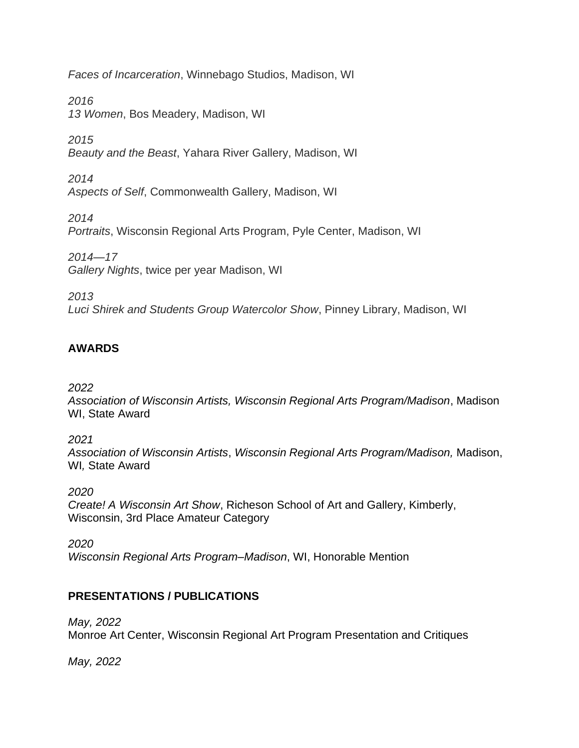*Faces of Incarceration*, Winnebago Studios, Madison, WI

*2016*
*13 Women*, Bos Meadery, Madison, WI

*2015*
*Beauty and the Beast*, Yahara River Gallery, Madison, WI

*2014*
*Aspects of Self*, Commonwealth Gallery, Madison, WI

*2014*
*Portraits*, Wisconsin Regional Arts Program, Pyle Center, Madison, WI

*2014—17*
*Gallery Nights*, twice per year Madison, WI

*2013*
*Luci Shirek and Students Group Watercolor Show*, Pinney Library, Madison, WI

## AWARDS

*2022*
*Association of Wisconsin Artists, Wisconsin Regional Arts Program/Madison*, Madison WI, State Award

*2021*
*Association of Wisconsin Artists*, *Wisconsin Regional Arts Program/Madison,* Madison, WI*,* State Award

*2020*
*Create! A Wisconsin Art Show*, Richeson School of Art and Gallery, Kimberly, Wisconsin, 3rd Place Amateur Category

*2020*
*Wisconsin Regional Arts Program–Madison*, WI, Honorable Mention

## PRESENTATIONS / PUBLICATIONS

*May, 2022*
Monroe Art Center, Wisconsin Regional Art Program Presentation and Critiques

*May, 2022*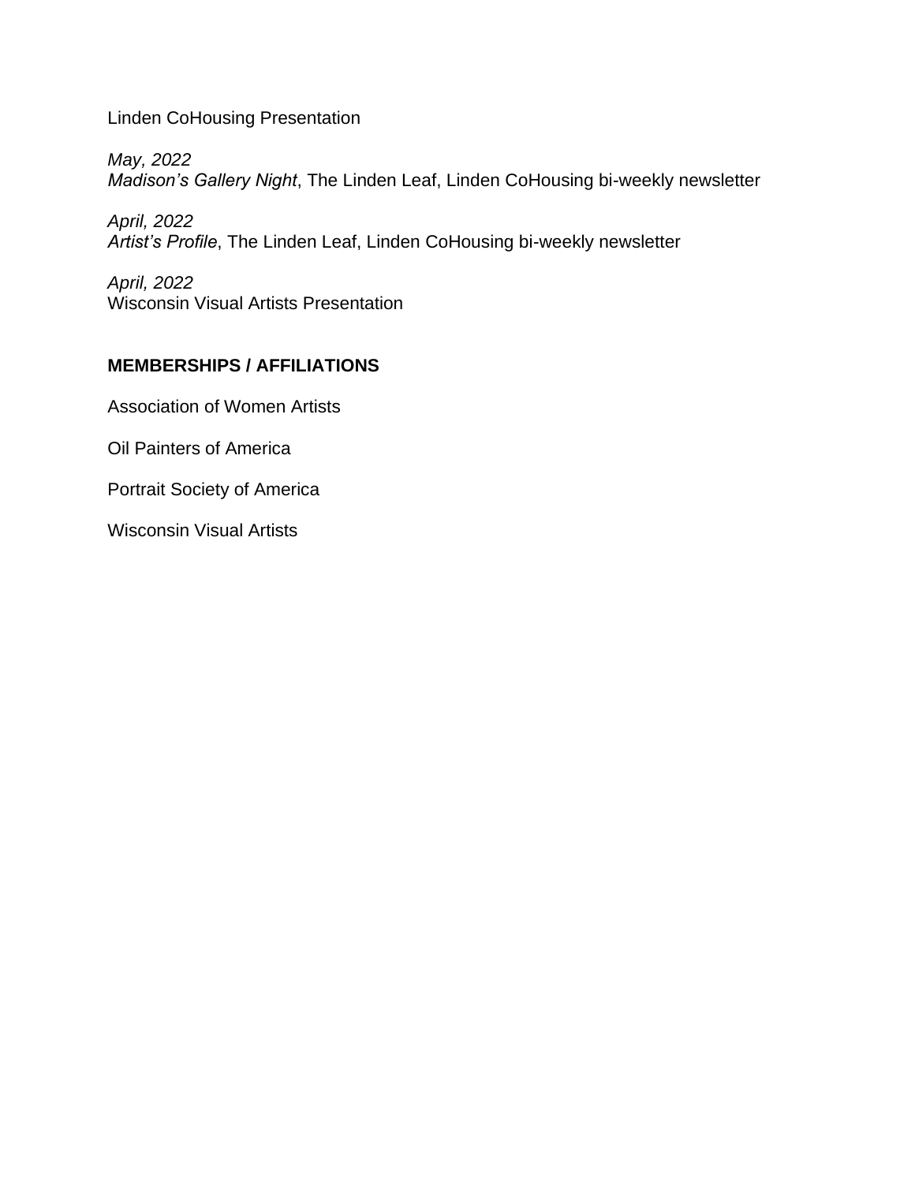Linden CoHousing Presentation

*May, 2022*
*Madison's Gallery Night*, The Linden Leaf, Linden CoHousing bi-weekly newsletter

*April, 2022*
*Artist's Profile*, The Linden Leaf, Linden CoHousing bi-weekly newsletter

*April, 2022*
Wisconsin Visual Artists Presentation

## MEMBERSHIPS / AFFILIATIONS

Association of Women Artists

Oil Painters of America

Portrait Society of America

Wisconsin Visual Artists